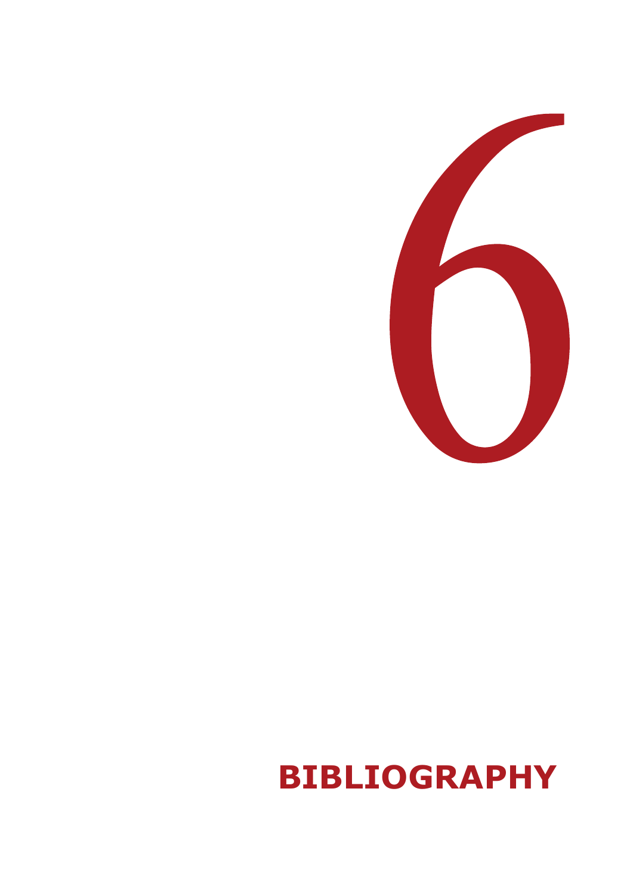# 6

# BIBLIOGRAPHY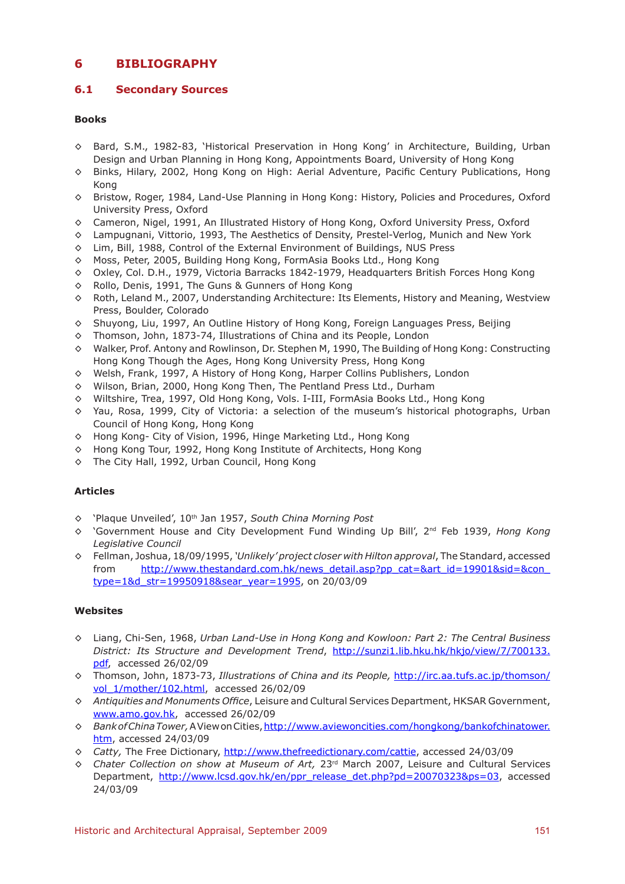# 6 BIBLIOGRAPHY

## 6.1 Secondary Sources

### Books

- Bard, S.M., 1982-83, 'Historical Preservation in Hong Kong' in Architecture, Building, Urban Design and Urban Planning in Hong Kong, Appointments Board, University of Hong Kong
- Binks, Hilary, 2002, Hong Kong on High: Aerial Adventure, Pacific Century Publications, Hong Kong
- Bristow, Roger, 1984, Land-Use Planning in Hong Kong: History, Policies and Procedures, Oxford University Press, Oxford
- Cameron, Nigel, 1991, An Illustrated History of Hong Kong, Oxford University Press, Oxford
- Lampugnani, Vittorio, 1993, The Aesthetics of Density, Prestel-Verlog, Munich and New York
- Lim, Bill, 1988, Control of the External Environment of Buildings, NUS Press
- Moss, Peter, 2005, Building Hong Kong, FormAsia Books Ltd., Hong Kong
- Oxley, Col. D.H., 1979, Victoria Barracks 1842-1979, Headquarters British Forces Hong Kong
- Rollo, Denis, 1991, The Guns & Gunners of Hong Kong
- Roth, Leland M., 2007, Understanding Architecture: Its Elements, History and Meaning, Westview Press, Boulder, Colorado
- Shuyong, Liu, 1997, An Outline History of Hong Kong, Foreign Languages Press, Beijing
- Thomson, John, 1873-74, Illustrations of China and its People, London
- Walker, Prof. Antony and Rowlinson, Dr. Stephen M, 1990, The Building of Hong Kong: Constructing Hong Kong Though the Ages, Hong Kong University Press, Hong Kong
- Welsh, Frank, 1997, A History of Hong Kong, Harper Collins Publishers, London
- Wilson, Brian, 2000, Hong Kong Then, The Pentland Press Ltd., Durham
- Wiltshire, Trea, 1997, Old Hong Kong, Vols. I-III, FormAsia Books Ltd., Hong Kong
- Yau, Rosa, 1999, City of Victoria: a selection of the museum's historical photographs, Urban Council of Hong Kong, Hong Kong
- Hong Kong- City of Vision, 1996, Hinge Marketing Ltd., Hong Kong
- Hong Kong Tour, 1992, Hong Kong Institute of Architects, Hong Kong
- The City Hall, 1992, Urban Council, Hong Kong

### Articles

- 'Plaque Unveiled', 10th Jan 1957, *South China Morning Post*
- 'Government House and City Development Fund Winding Up Bill', 2nd Feb 1939, *Hong Kong Legislative Council*
- Fellman, Joshua, 18/09/1995, *'Unlikely' project closer with Hilton approval*, The Standard, accessed from http://www.thestandard.com.hk/news_detail.asp?pp_cat=&art_id=19901&sid=&con_type=1&d_str=19950918&sear_year=1995, on 20/03/09

### Websites

- Liang, Chi-Sen, 1968, *Urban Land-Use in Hong Kong and Kowloon: Part 2: The Central Business District: Its Structure and Development Trend*, http://sunzi1.lib.hku.hk/hkjo/view/7/700133.pdf, accessed 26/02/09
- Thomson, John, 1873-73, *Illustrations of China and its People,* http://irc.aa.tufs.ac.jp/thomson/vol_1/mother/102.html, accessed 26/02/09
- *Antiquities and Monuments Office*, Leisure and Cultural Services Department, HKSAR Government, www.amo.gov.hk, accessed 26/02/09
- *Bank of China Tower,* A View on Cities, http://www.aviewoncities.com/hongkong/bankofchinatower.htm, accessed 24/03/09
- *Catty,* The Free Dictionary, http://www.thefreedictionary.com/cattie, accessed 24/03/09
- *Chater Collection on show at Museum of Art,* 23rd March 2007, Leisure and Cultural Services Department, http://www.lcsd.gov.hk/en/ppr_release_det.php?pd=20070323&ps=03, accessed 24/03/09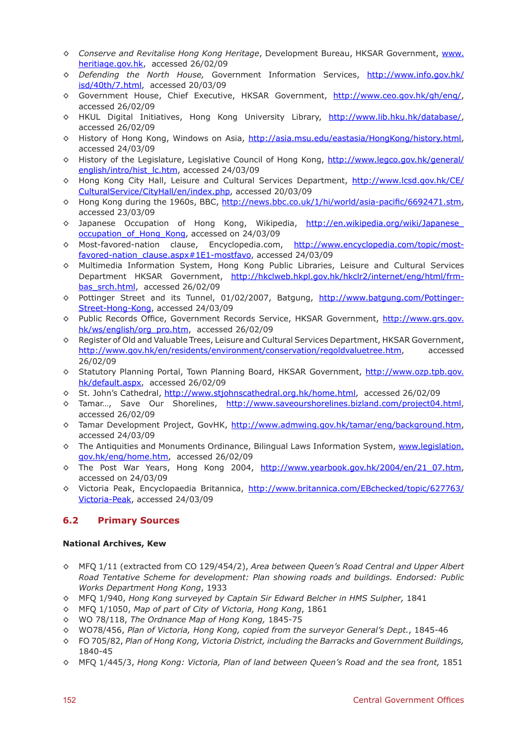- *Conserve and Revitalise Hong Kong Heritage*, Development Bureau, HKSAR Government, www.heritiage.gov.hk, accessed 26/02/09
- *Defending the North House,* Government Information Services, http://www.info.gov.hk/isd/40th/7.html, accessed 20/03/09
- Government House, Chief Executive, HKSAR Government, http://www.ceo.gov.hk/gh/eng/, accessed 26/02/09
- HKUL Digital Initiatives, Hong Kong University Library, http://www.lib.hku.hk/database/, accessed 26/02/09
- History of Hong Kong, Windows on Asia, http://asia.msu.edu/eastasia/HongKong/history.html, accessed 24/03/09
- History of the Legislature, Legislative Council of Hong Kong, http://www.legco.gov.hk/general/english/intro/hist_lc.htm, accessed 24/03/09
- Hong Kong City Hall, Leisure and Cultural Services Department, http://www.lcsd.gov.hk/CE/CulturalService/CityHall/en/index.php, accessed 20/03/09
- Hong Kong during the 1960s, BBC, http://news.bbc.co.uk/1/hi/world/asia-pacific/6692471.stm, accessed 23/03/09
- Japanese Occupation of Hong Kong, Wikipedia, http://en.wikipedia.org/wiki/Japanese_occupation_of_Hong_Kong, accessed on 24/03/09
- Most-favored-nation clause, Encyclopedia.com, http://www.encyclopedia.com/topic/most-favored-nation_clause.aspx#1E1-mostfavo, accessed 24/03/09
- Multimedia Information System, Hong Kong Public Libraries, Leisure and Cultural Services Department HKSAR Government, http://hkclweb.hkpl.gov.hk/hkclr2/internet/eng/html/frm-bas_srch.html, accessed 26/02/09
- Pottinger Street and its Tunnel, 01/02/2007, Batgung, http://www.batgung.com/Pottinger-Street-Hong-Kong, accessed 24/03/09
- Public Records Office, Government Records Service, HKSAR Government, http://www.grs.gov.hk/ws/english/org_pro.htm, accessed 26/02/09
- Register of Old and Valuable Trees, Leisure and Cultural Services Department, HKSAR Government, http://www.gov.hk/en/residents/environment/conservation/regoldvaluetree.htm, accessed 26/02/09
- Statutory Planning Portal, Town Planning Board, HKSAR Government, http://www.ozp.tpb.gov.hk/default.aspx, accessed 26/02/09
- St. John's Cathedral, http://www.stjohnscathedral.org.hk/home.html, accessed 26/02/09
- Tamar..., Save Our Shorelines, http://www.saveourshorelines.bizland.com/project04.html, accessed 26/02/09
- Tamar Development Project, GovHK, http://www.admwing.gov.hk/tamar/eng/background.htm, accessed 24/03/09
- The Antiquities and Monuments Ordinance, Bilingual Laws Information System, www.legislation.gov.hk/eng/home.htm, accessed 26/02/09
- The Post War Years, Hong Kong 2004, http://www.yearbook.gov.hk/2004/en/21_07.htm, accessed on 24/03/09
- Victoria Peak, Encyclopaedia Britannica, http://www.britannica.com/EBchecked/topic/627763/Victoria-Peak, accessed 24/03/09

## 6.2 Primary Sources

**National Archives, Kew**

- MFQ 1/11 (extracted from CO 129/454/2), *Area between Queen's Road Central and Upper Albert Road Tentative Scheme for development: Plan showing roads and buildings. Endorsed: Public Works Department Hong Kong*, 1933
- MFQ 1/940, *Hong Kong surveyed by Captain Sir Edward Belcher in HMS Sulpher,* 1841
- MFQ 1/1050, *Map of part of City of Victoria, Hong Kong*, 1861
- WO 78/118, *The Ordnance Map of Hong Kong,* 1845-75
- WO78/456, *Plan of Victoria, Hong Kong, copied from the surveyor General's Dept.*, 1845-46
- FO 705/82, *Plan of Hong Kong, Victoria District, including the Barracks and Government Buildings,* 1840-45
- MFQ 1/445/3, *Hong Kong: Victoria, Plan of land between Queen's Road and the sea front,* 1851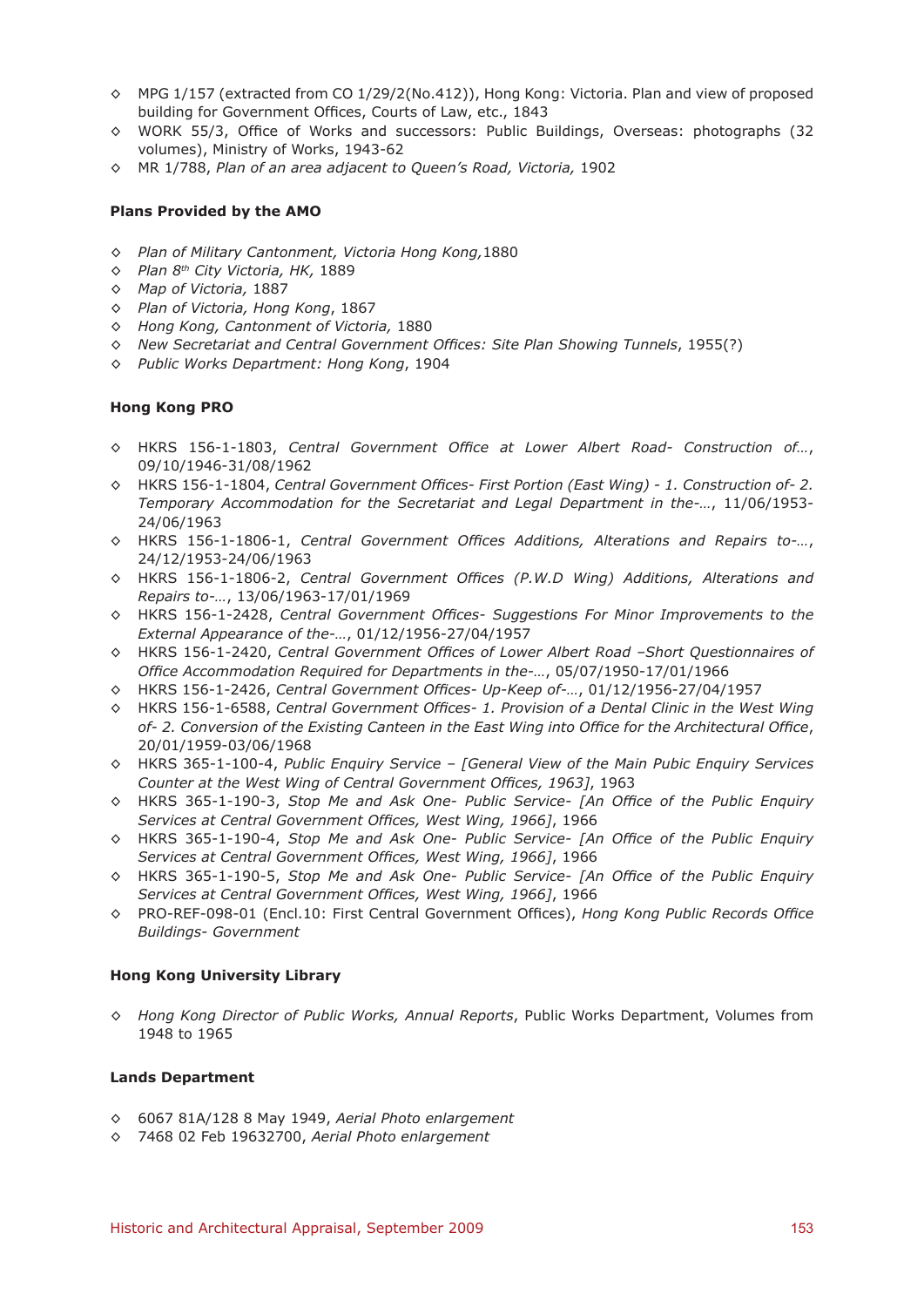- MPG 1/157 (extracted from CO 1/29/2(No.412)), Hong Kong: Victoria. Plan and view of proposed building for Government Offices, Courts of Law, etc., 1843
- WORK 55/3, Office of Works and successors: Public Buildings, Overseas: photographs (32 volumes), Ministry of Works, 1943-62
- MR 1/788, *Plan of an area adjacent to Queen's Road, Victoria,* 1902

**Plans Provided by the AMO**

- *Plan of Military Cantonment, Victoria Hong Kong,*1880
- *Plan 8th City Victoria, HK,* 1889
- *Map of Victoria,* 1887
- *Plan of Victoria, Hong Kong*, 1867
- *Hong Kong, Cantonment of Victoria,* 1880
- *New Secretariat and Central Government Offices: Site Plan Showing Tunnels*, 1955(?)
- *Public Works Department: Hong Kong*, 1904

**Hong Kong PRO**

- HKRS 156-1-1803, *Central Government Office at Lower Albert Road- Construction of…*, 09/10/1946-31/08/1962
- HKRS 156-1-1804, *Central Government Offices- First Portion (East Wing) - 1. Construction of- 2. Temporary Accommodation for the Secretariat and Legal Department in the-…*, 11/06/1953-24/06/1963
- HKRS 156-1-1806-1, *Central Government Offices Additions, Alterations and Repairs to-…*, 24/12/1953-24/06/1963
- HKRS 156-1-1806-2, *Central Government Offices (P.W.D Wing) Additions, Alterations and Repairs to-…*, 13/06/1963-17/01/1969
- HKRS 156-1-2428, *Central Government Offices- Suggestions For Minor Improvements to the External Appearance of the-…*, 01/12/1956-27/04/1957
- HKRS 156-1-2420, *Central Government Offices of Lower Albert Road –Short Questionnaires of Office Accommodation Required for Departments in the-…*, 05/07/1950-17/01/1966
- HKRS 156-1-2426, *Central Government Offices- Up-Keep of-…*, 01/12/1956-27/04/1957
- HKRS 156-1-6588, *Central Government Offices- 1. Provision of a Dental Clinic in the West Wing of- 2. Conversion of the Existing Canteen in the East Wing into Office for the Architectural Office*, 20/01/1959-03/06/1968
- HKRS 365-1-100-4, *Public Enquiry Service – [General View of the Main Pubic Enquiry Services Counter at the West Wing of Central Government Offices, 1963]*, 1963
- HKRS 365-1-190-3, *Stop Me and Ask One- Public Service- [An Office of the Public Enquiry Services at Central Government Offices, West Wing, 1966]*, 1966
- HKRS 365-1-190-4, *Stop Me and Ask One- Public Service- [An Office of the Public Enquiry Services at Central Government Offices, West Wing, 1966]*, 1966
- HKRS 365-1-190-5, *Stop Me and Ask One- Public Service- [An Office of the Public Enquiry Services at Central Government Offices, West Wing, 1966]*, 1966
- PRO-REF-098-01 (Encl.10: First Central Government Offices), *Hong Kong Public Records Office Buildings- Government*

**Hong Kong University Library**

- *Hong Kong Director of Public Works, Annual Reports*, Public Works Department, Volumes from 1948 to 1965

**Lands Department**

- 6067 81A/128 8 May 1949, *Aerial Photo enlargement*
- 7468 02 Feb 19632700, *Aerial Photo enlargement*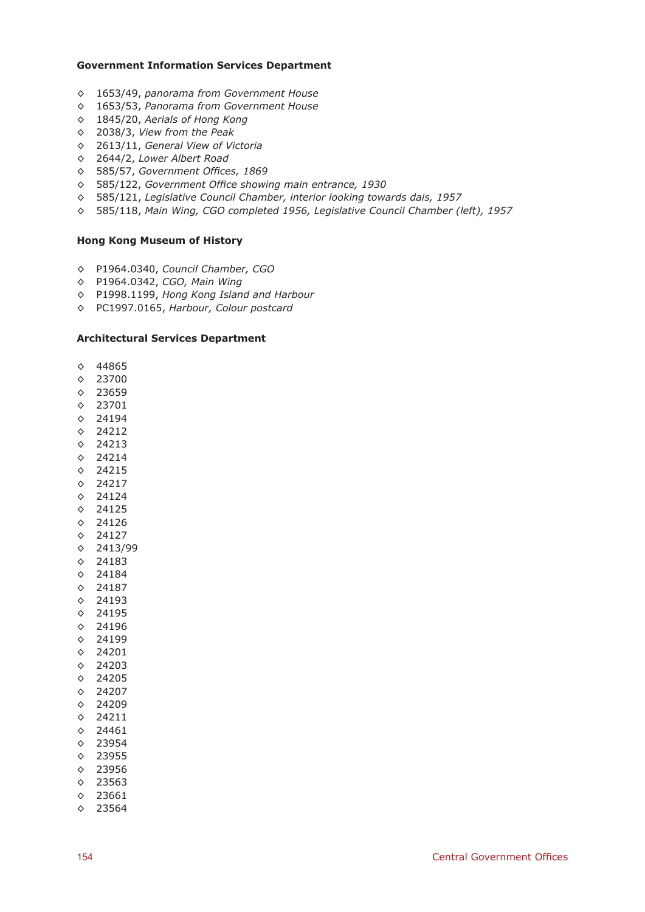**Government Information Services Department**

- 1653/49, *panorama from Government House*
- 1653/53, *Panorama from Government House*
- 1845/20, *Aerials of Hong Kong*
- 2038/3, *View from the Peak*
- 2613/11, *General View of Victoria*
- 2644/2, *Lower Albert Road*
- 585/57, *Government Offices, 1869*
- 585/122, *Government Office showing main entrance, 1930*
- 585/121, *Legislative Council Chamber, interior looking towards dais, 1957*
- 585/118, *Main Wing, CGO completed 1956, Legislative Council Chamber (left), 1957*

**Hong Kong Museum of History**

- P1964.0340, *Council Chamber, CGO*
- P1964.0342, *CGO, Main Wing*
- P1998.1199, *Hong Kong Island and Harbour*
- PC1997.0165, *Harbour, Colour postcard*

**Architectural Services Department**

- 44865
- 23700
- 23659
- 23701
- 24194
- 24212
- 24213
- 24214
- 24215
- 24217
- 24124
- 24125
- 24126
- 24127
- 2413/99
- 24183
- 24184
- 24187
- 24193
- 24195
- 24196
- 24199
- 24201
- 24203
- 24205
- 24207
- 24209
- 24211
- 24461
- 23954
- 23955
- 23956
- 23563
- 23661
- 23564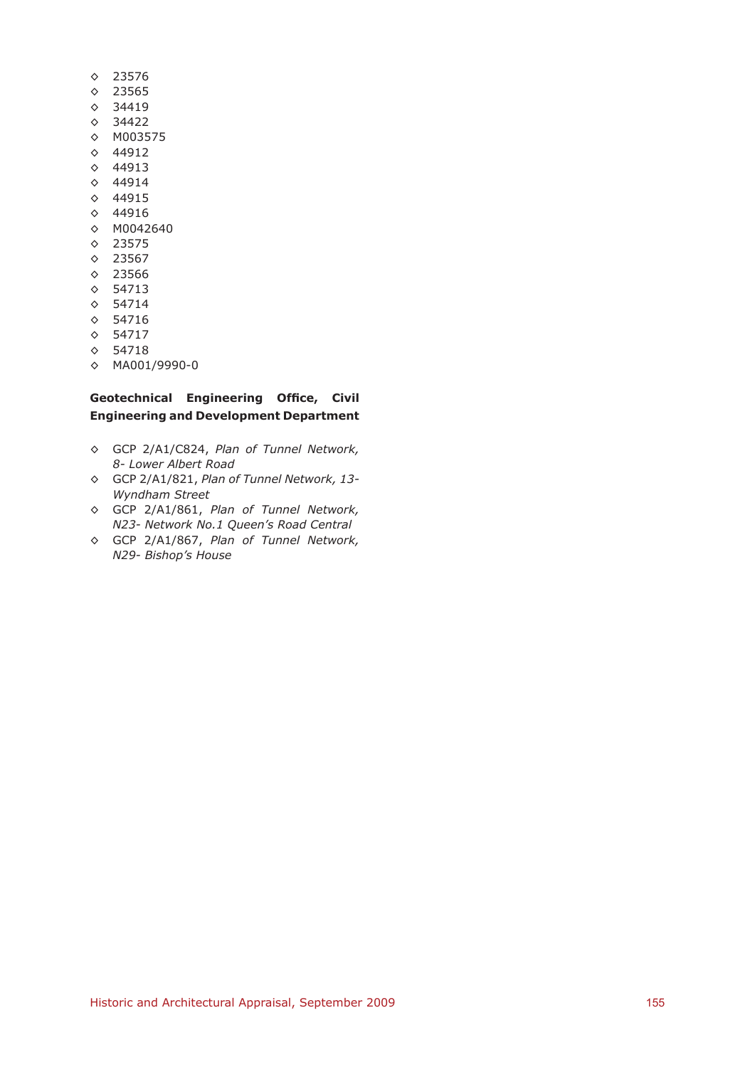- 23576
- 23565
- 34419
- 34422
- M003575
- 44912
- 44913
- 44914
- 44915
- 44916
- M0042640
- 23575
- 23567
- 23566
- 54713
- 54714
- 54716
- 54717
- 54718
- MA001/9990-0

**Geotechnical Engineering Office, Civil Engineering and Development Department**

- GCP 2/A1/C824, *Plan of Tunnel Network, 8- Lower Albert Road*
- GCP 2/A1/821, *Plan of Tunnel Network, 13- Wyndham Street*
- GCP 2/A1/861, *Plan of Tunnel Network, N23- Network No.1 Queen's Road Central*
- GCP 2/A1/867, *Plan of Tunnel Network, N29- Bishop's House*